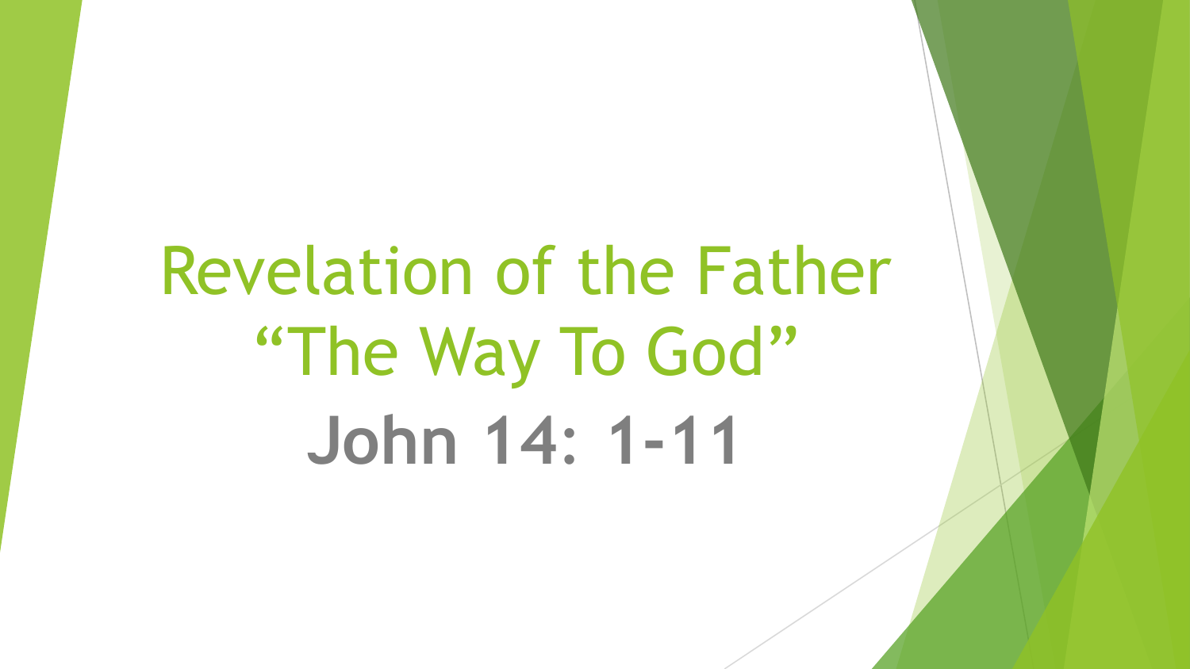# Revelation of the Father
# "The Way To God"
## **John 14: 1-11**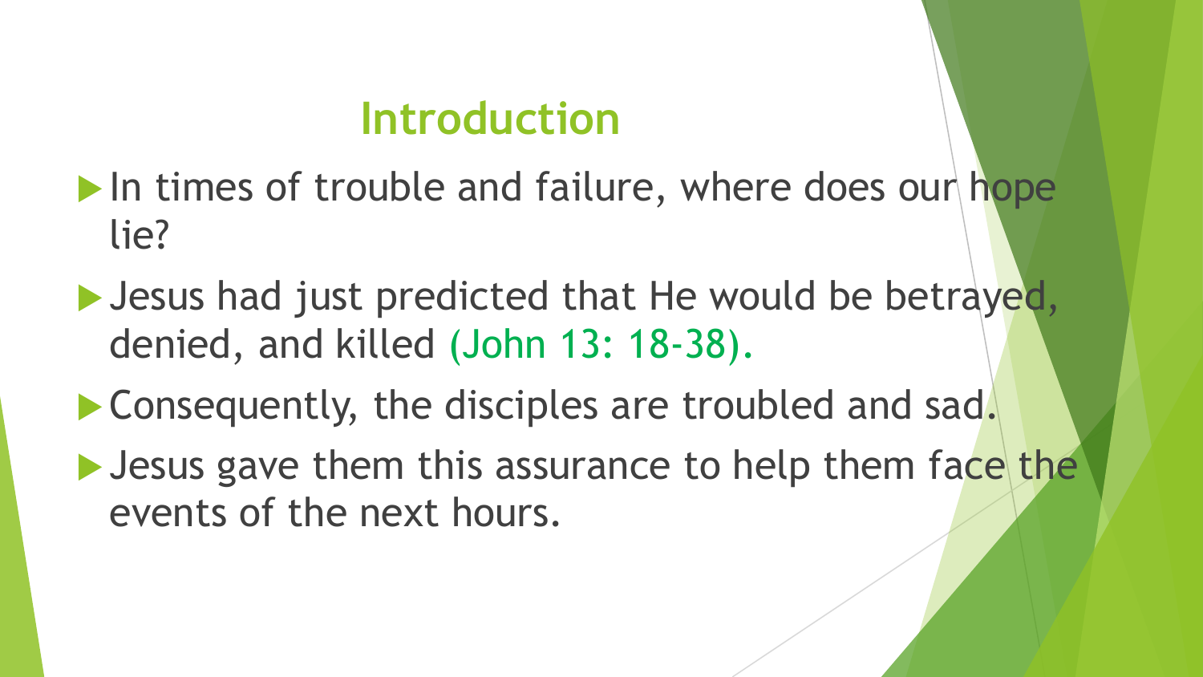## Introduction

- In times of trouble and failure, where does our hope lie?
- Jesus had just predicted that He would be betrayed, denied, and killed (John 13: 18-38).
- Consequently, the disciples are troubled and sad.
- Jesus gave them this assurance to help them face the events of the next hours.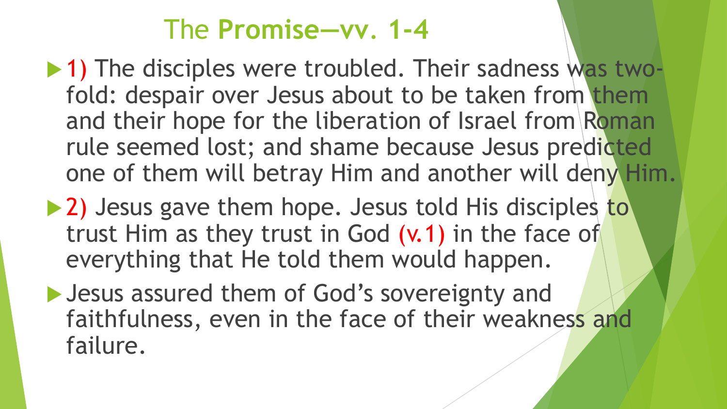# The **Promise—vv. 1-4**

- 1) The disciples were troubled. Their sadness was two-fold: despair over Jesus about to be taken from them and their hope for the liberation of Israel from Roman rule seemed lost; and shame because Jesus predicted one of them will betray Him and another will deny Him.
- 2) Jesus gave them hope. Jesus told His disciples to trust Him as they trust in God (v.1) in the face of everything that He told them would happen.
- Jesus assured them of God's sovereignty and faithfulness, even in the face of their weakness and failure.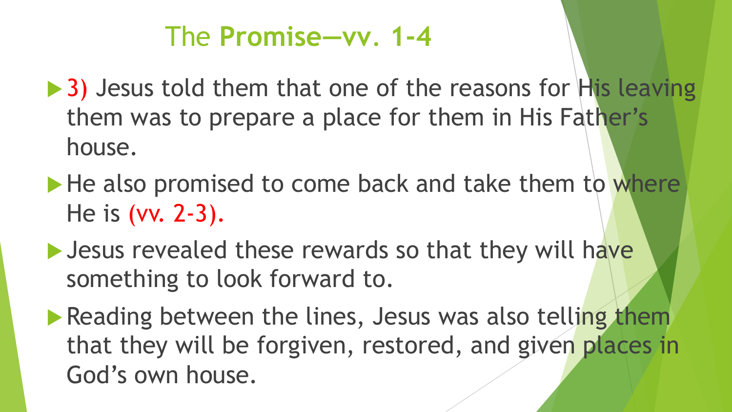## The **Promise—vv. 1-4**

- 3) Jesus told them that one of the reasons for His leaving them was to prepare a place for them in His Father’s house.
- He also promised to come back and take them to where He is (vv. 2-3).
- Jesus revealed these rewards so that they will have something to look forward to.
- Reading between the lines, Jesus was also telling them that they will be forgiven, restored, and given places in God’s own house.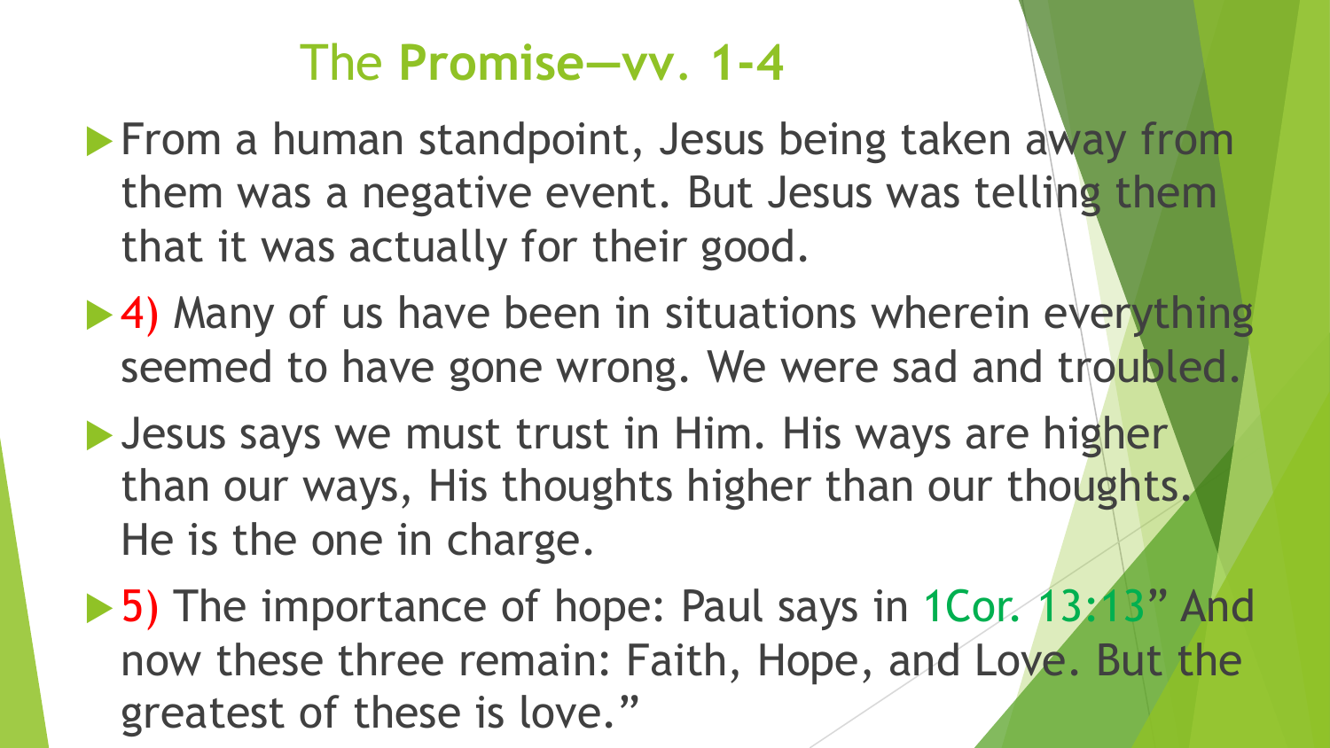## The **Promise—vv. 1-4**

- From a human standpoint, Jesus being taken away from them was a negative event. But Jesus was telling them that it was actually for their good.
- 4) Many of us have been in situations wherein everything seemed to have gone wrong. We were sad and troubled.
- Jesus says we must trust in Him. His ways are higher than our ways, His thoughts higher than our thoughts. He is the one in charge.
- 5) The importance of hope: Paul says in 1Cor. 13:13" And now these three remain: Faith, Hope, and Love. But the greatest of these is love."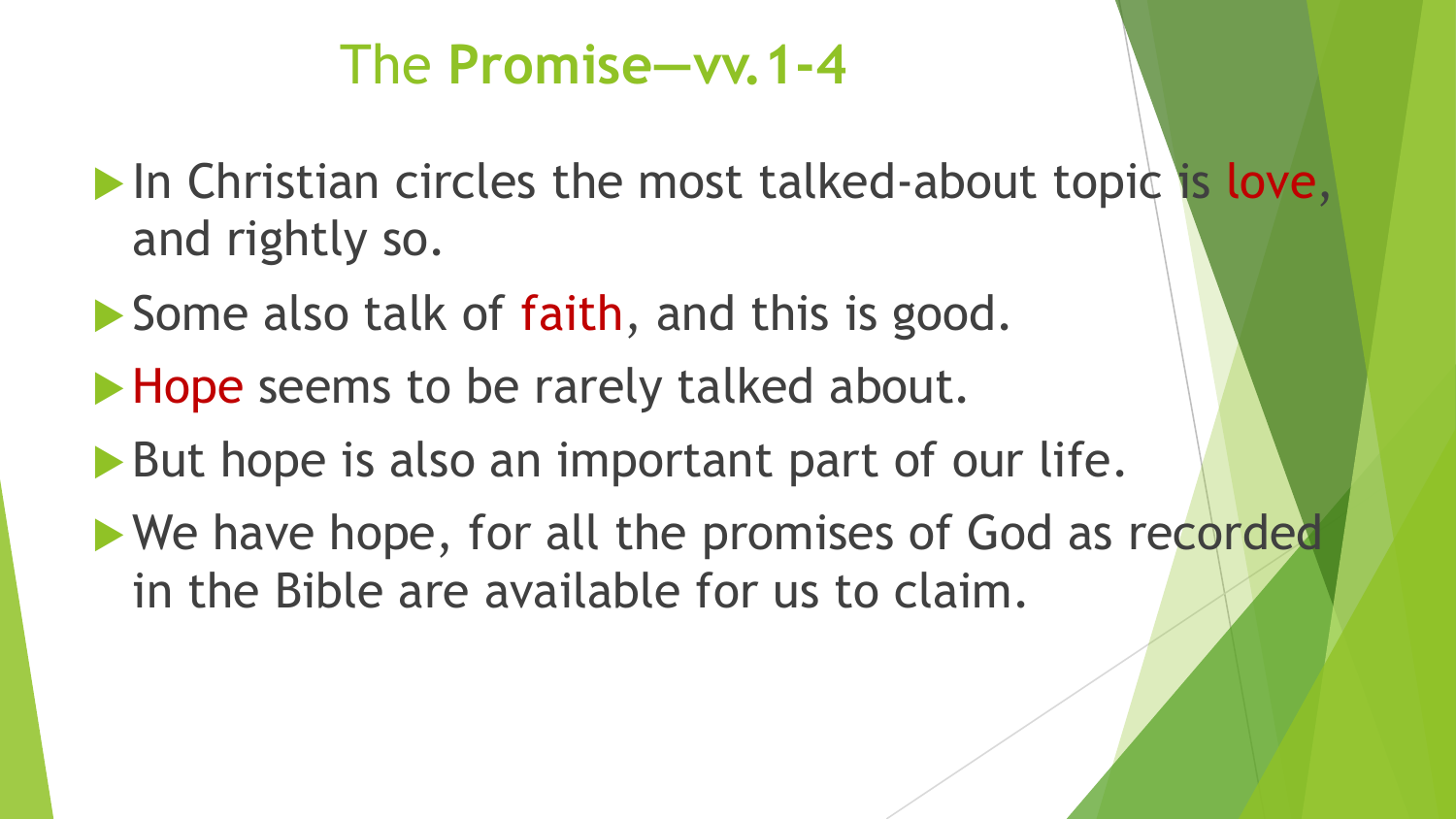# The Promise—vv.1-4

- In Christian circles the most talked-about topic is love, and rightly so.
- Some also talk of faith, and this is good.
- Hope seems to be rarely talked about.
- But hope is also an important part of our life.
- We have hope, for all the promises of God as recorded in the Bible are available for us to claim.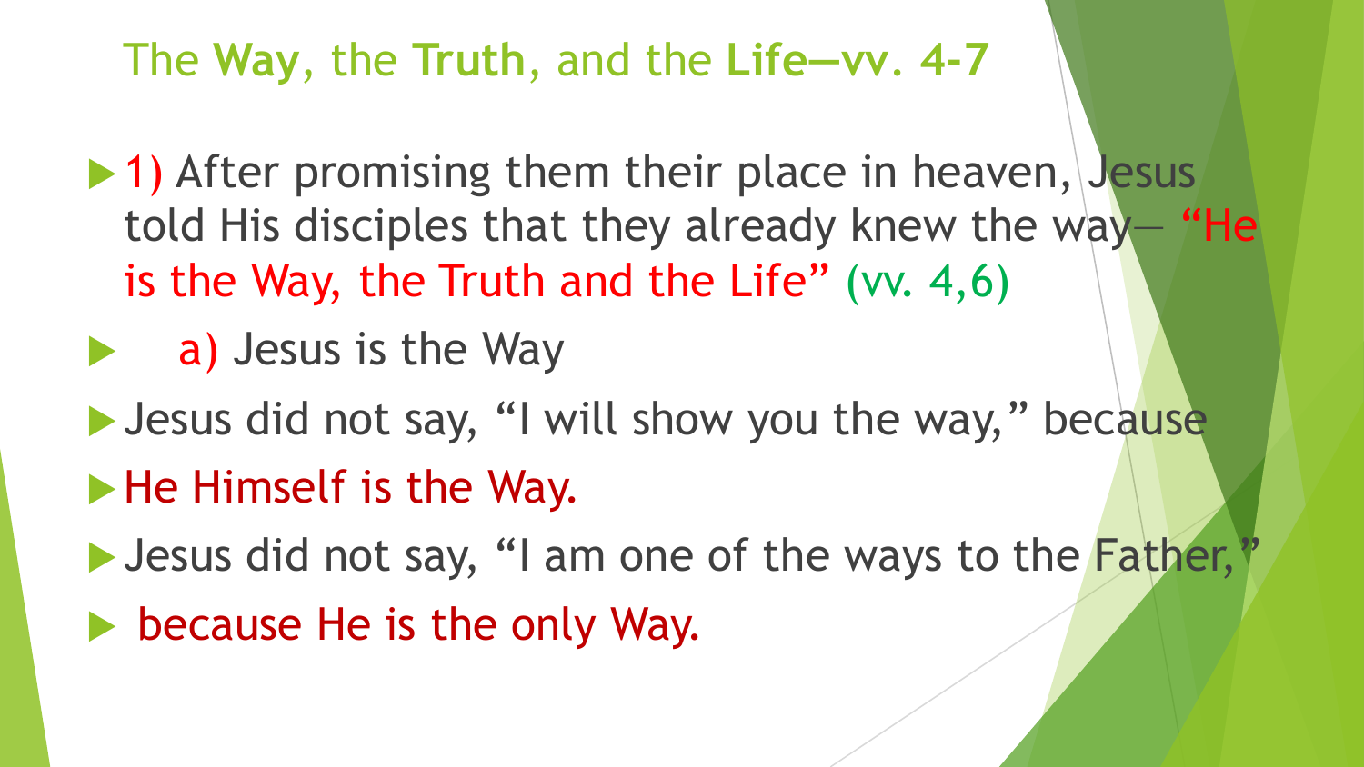## The **Way**, the **Truth**, and the **Life—vv. 4-7**

- 1) After promising them their place in heaven, Jesus told His disciples that they already knew the way— "He is the Way, the Truth and the Life" (vv. 4,6)
- a) Jesus is the Way
- Jesus did not say, "I will show you the way," because
- He Himself is the Way.
- Jesus did not say, "I am one of the ways to the Father,"
- because He is the only Way.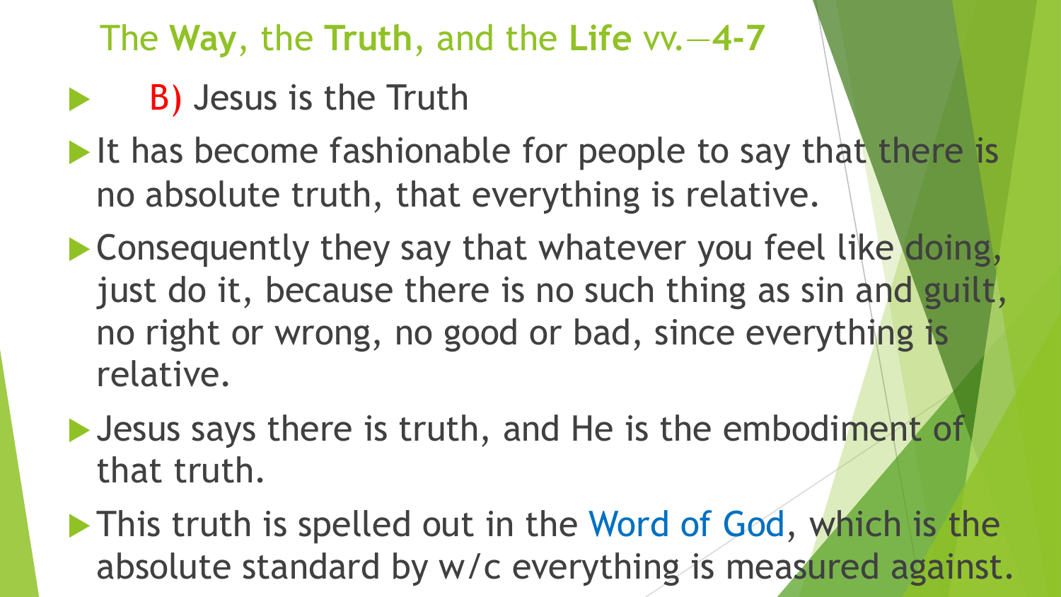## The **Way**, the **Truth**, and the **Life** vv.—**4-7**

- B) Jesus is the Truth
- It has become fashionable for people to say that there is no absolute truth, that everything is relative.
- Consequently they say that whatever you feel like doing, just do it, because there is no such thing as sin and guilt, no right or wrong, no good or bad, since everything is relative.
- Jesus says there is truth, and He is the embodiment of that truth.
- This truth is spelled out in the Word of God, which is the absolute standard by w/c everything is measured against.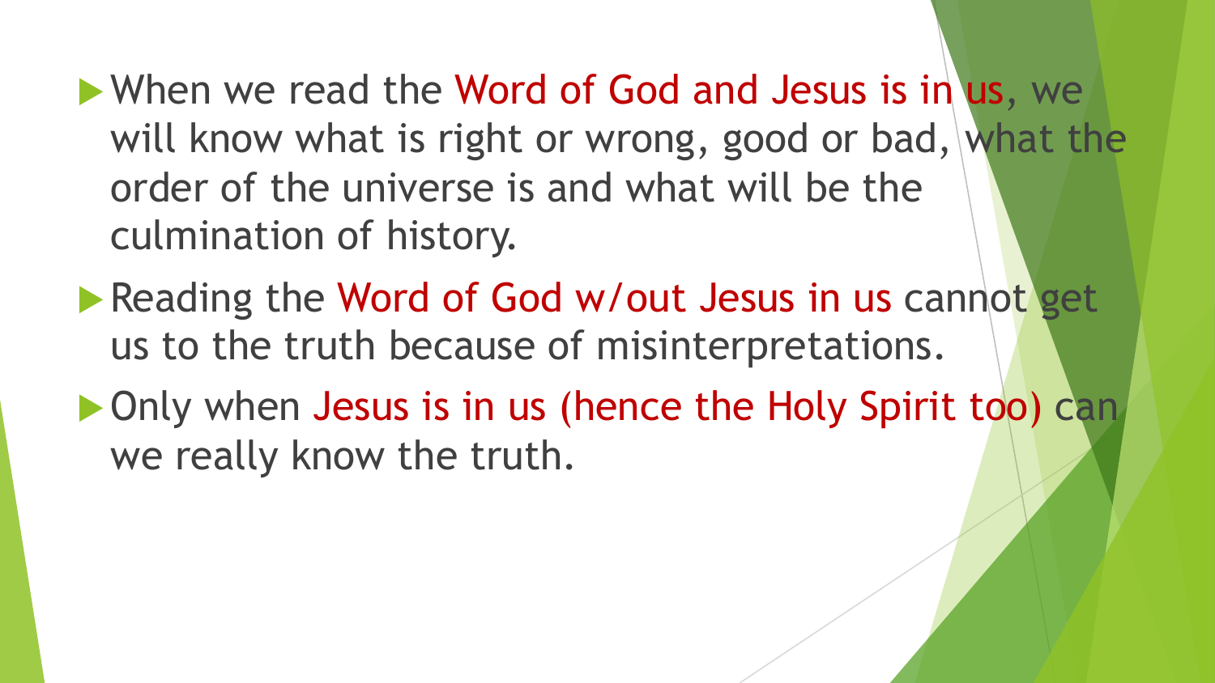- When we read the Word of God and Jesus is in us, we will know what is right or wrong, good or bad, what the order of the universe is and what will be the culmination of history.
- Reading the Word of God w/out Jesus in us cannot get us to the truth because of misinterpretations.
- Only when Jesus is in us (hence the Holy Spirit too) can we really know the truth.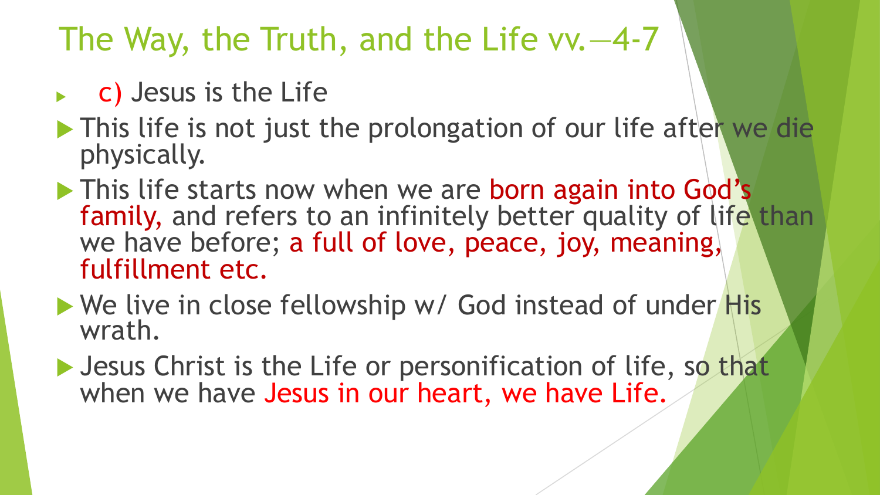# The Way, the Truth, and the Life vv.—4-7

- c) Jesus is the Life
- This life is not just the prolongation of our life after we die physically.
- This life starts now when we are born again into God's family, and refers to an infinitely better quality of life than we have before; a full of love, peace, joy, meaning, fulfillment etc.
- We live in close fellowship w/ God instead of under His wrath.
- Jesus Christ is the Life or personification of life, so that when we have Jesus in our heart, we have Life.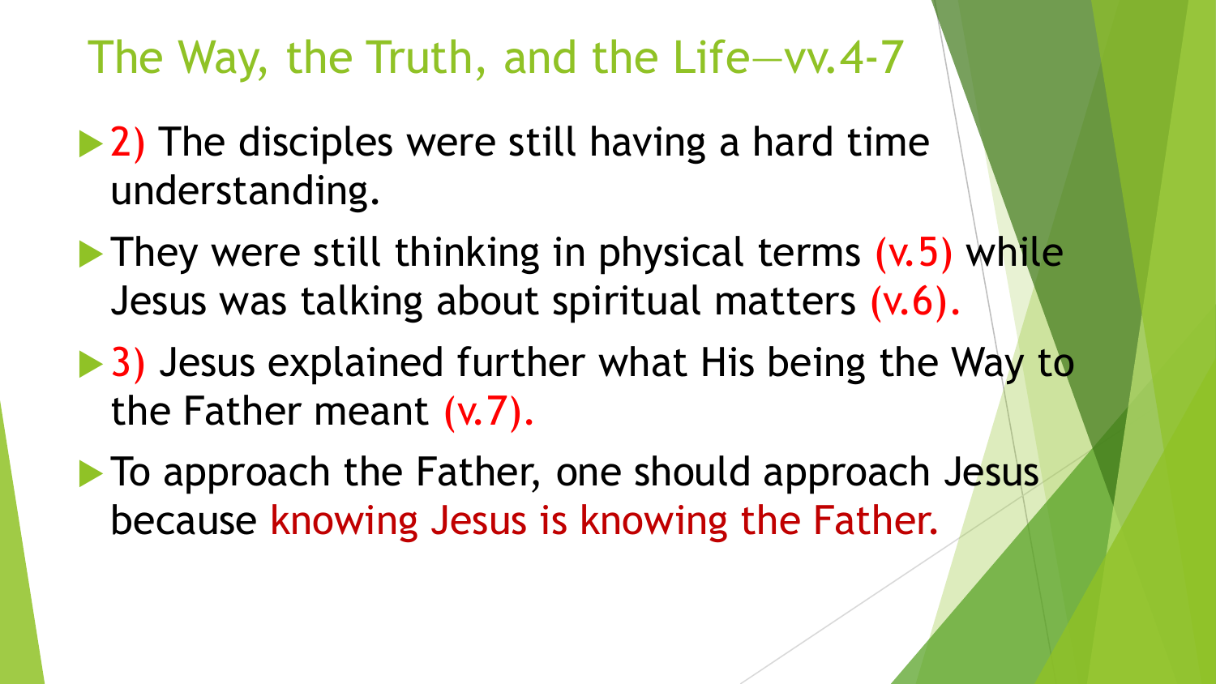# The Way, the Truth, and the Life—vv.4-7

- 2) The disciples were still having a hard time understanding.
- They were still thinking in physical terms (v.5) while Jesus was talking about spiritual matters (v.6).
- 3) Jesus explained further what His being the Way to the Father meant (v.7).
- To approach the Father, one should approach Jesus because knowing Jesus is knowing the Father.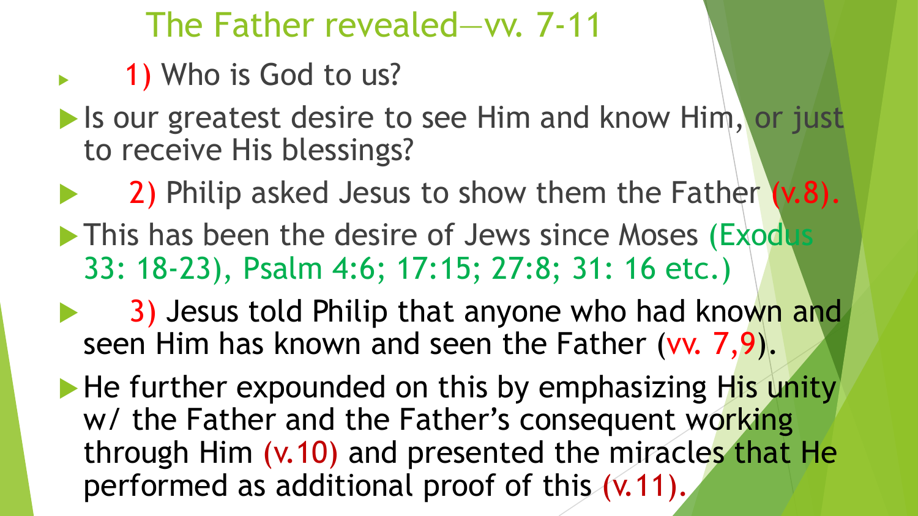## The Father revealed—vv. 7-11

- 1) Who is God to us?
- Is our greatest desire to see Him and know Him, or just to receive His blessings?
- 2) Philip asked Jesus to show them the Father (v.8).
- This has been the desire of Jews since Moses (Exodus 33: 18-23), Psalm 4:6; 17:15; 27:8; 31: 16 etc.)
- 3) Jesus told Philip that anyone who had known and seen Him has known and seen the Father (vv. 7,9).
- He further expounded on this by emphasizing His unity w/ the Father and the Father's consequent working through Him (v.10) and presented the miracles that He performed as additional proof of this (v.11).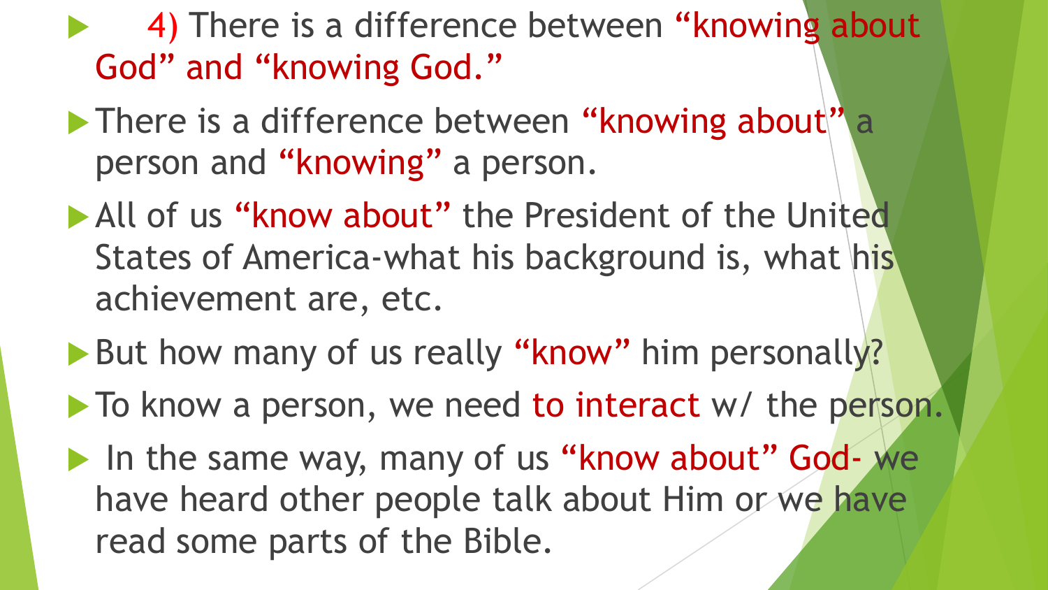- 4) There is a difference between "knowing about God" and "knowing God."
- There is a difference between "knowing about" a person and "knowing" a person.
- All of us "know about" the President of the United States of America-what his background is, what his achievement are, etc.
- But how many of us really "know" him personally?
- To know a person, we need to interact w/ the person.
- In the same way, many of us "know about" God- we have heard other people talk about Him or we have read some parts of the Bible.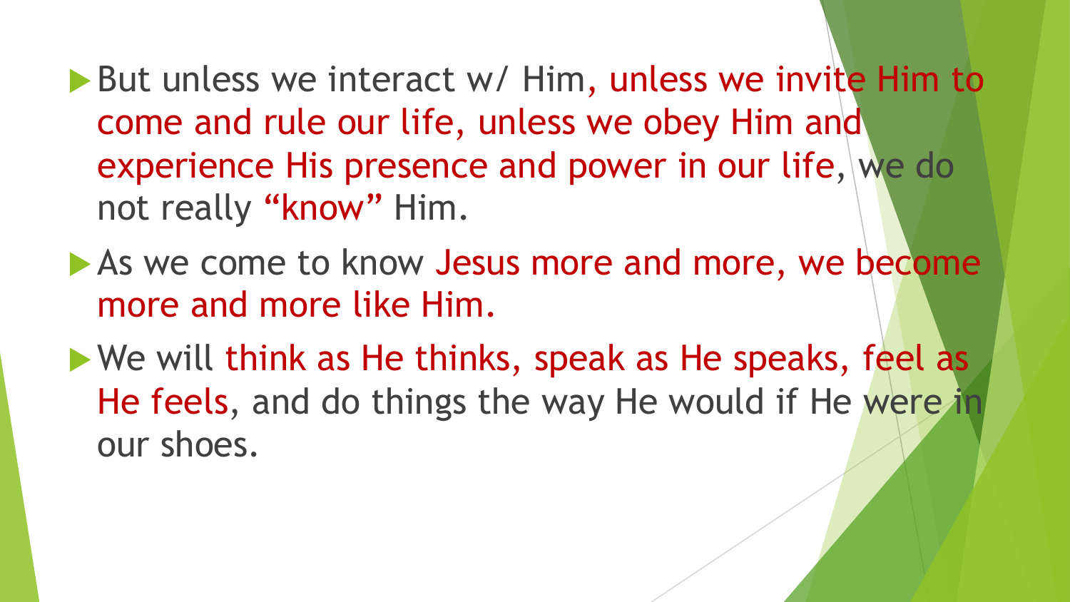- But unless we interact w/ Him, unless we invite Him to come and rule our life, unless we obey Him and experience His presence and power in our life, we do not really "know" Him.
- As we come to know Jesus more and more, we become more and more like Him.
- We will think as He thinks, speak as He speaks, feel as He feels, and do things the way He would if He were in our shoes.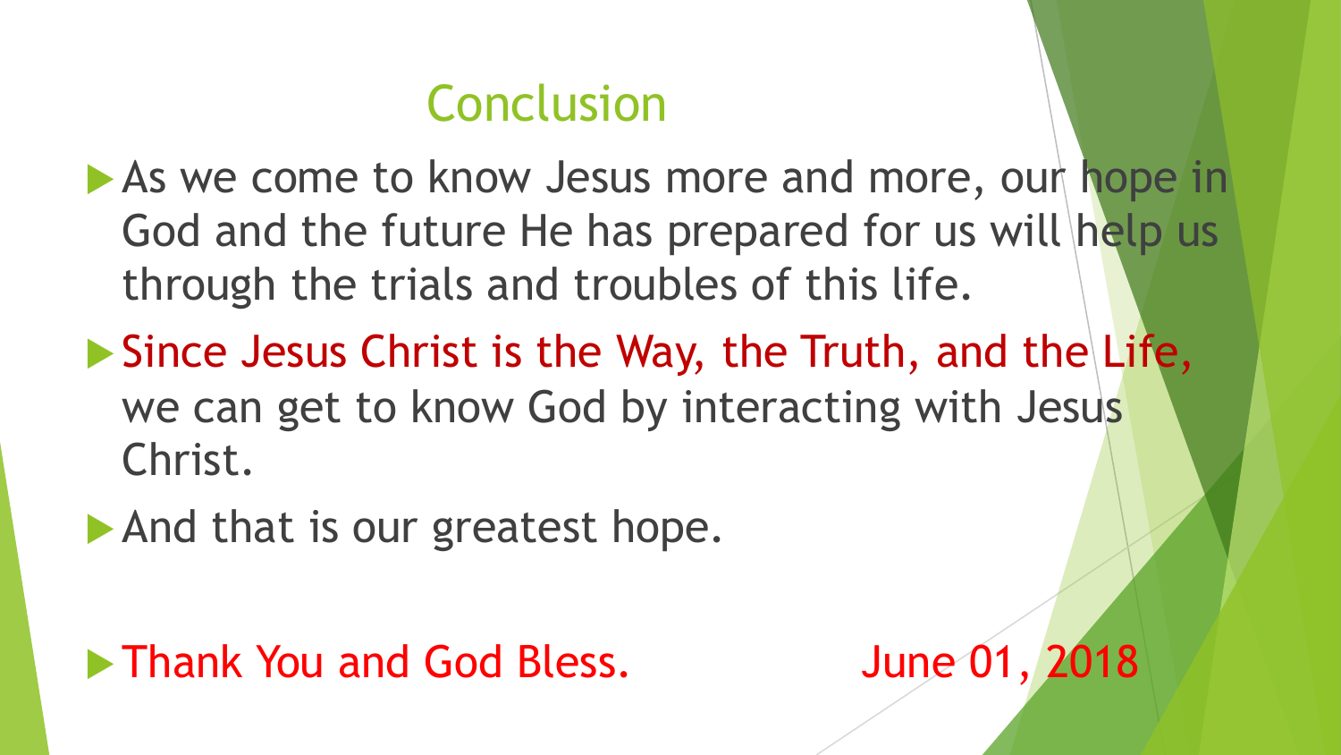# Conclusion

- As we come to know Jesus more and more, our hope in God and the future He has prepared for us will help us through the trials and troubles of this life.
- Since Jesus Christ is the Way, the Truth, and the Life, we can get to know God by interacting with Jesus Christ.
- And that is our greatest hope.

- Thank You and God Bless. June 01, 2018